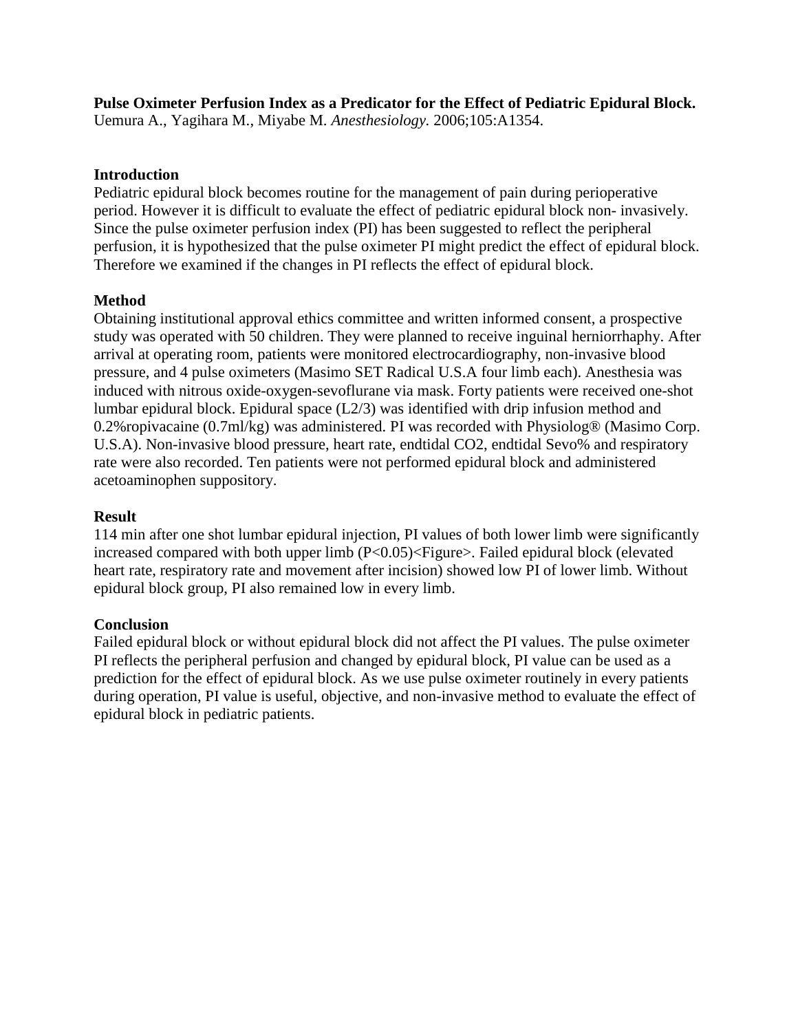**Pulse Oximeter Perfusion Index as a Predicator for the Effect of Pediatric Epidural Block.**
Uemura A., Yagihara M., Miyabe M. *Anesthesiology.* 2006;105:A1354.

**Introduction**

Pediatric epidural block becomes routine for the management of pain during perioperative period. However it is difficult to evaluate the effect of pediatric epidural block non- invasively. Since the pulse oximeter perfusion index (PI) has been suggested to reflect the peripheral perfusion, it is hypothesized that the pulse oximeter PI might predict the effect of epidural block. Therefore we examined if the changes in PI reflects the effect of epidural block.

**Method**

Obtaining institutional approval ethics committee and written informed consent, a prospective study was operated with 50 children. They were planned to receive inguinal herniorrhaphy. After arrival at operating room, patients were monitored electrocardiography, non-invasive blood pressure, and 4 pulse oximeters (Masimo SET Radical U.S.A four limb each). Anesthesia was induced with nitrous oxide-oxygen-sevoflurane via mask. Forty patients were received one-shot lumbar epidural block. Epidural space (L2/3) was identified with drip infusion method and 0.2%ropivacaine (0.7ml/kg) was administered. PI was recorded with Physiolog® (Masimo Corp. U.S.A). Non-invasive blood pressure, heart rate, endtidal CO2, endtidal Sevo% and respiratory rate were also recorded. Ten patients were not performed epidural block and administered acetoaminophen suppository.

**Result**

114 min after one shot lumbar epidural injection, PI values of both lower limb were significantly increased compared with both upper limb ($P<0.05$)<Figure>. Failed epidural block (elevated heart rate, respiratory rate and movement after incision) showed low PI of lower limb. Without epidural block group, PI also remained low in every limb.

**Conclusion**

Failed epidural block or without epidural block did not affect the PI values. The pulse oximeter PI reflects the peripheral perfusion and changed by epidural block, PI value can be used as a prediction for the effect of epidural block. As we use pulse oximeter routinely in every patients during operation, PI value is useful, objective, and non-invasive method to evaluate the effect of epidural block in pediatric patients.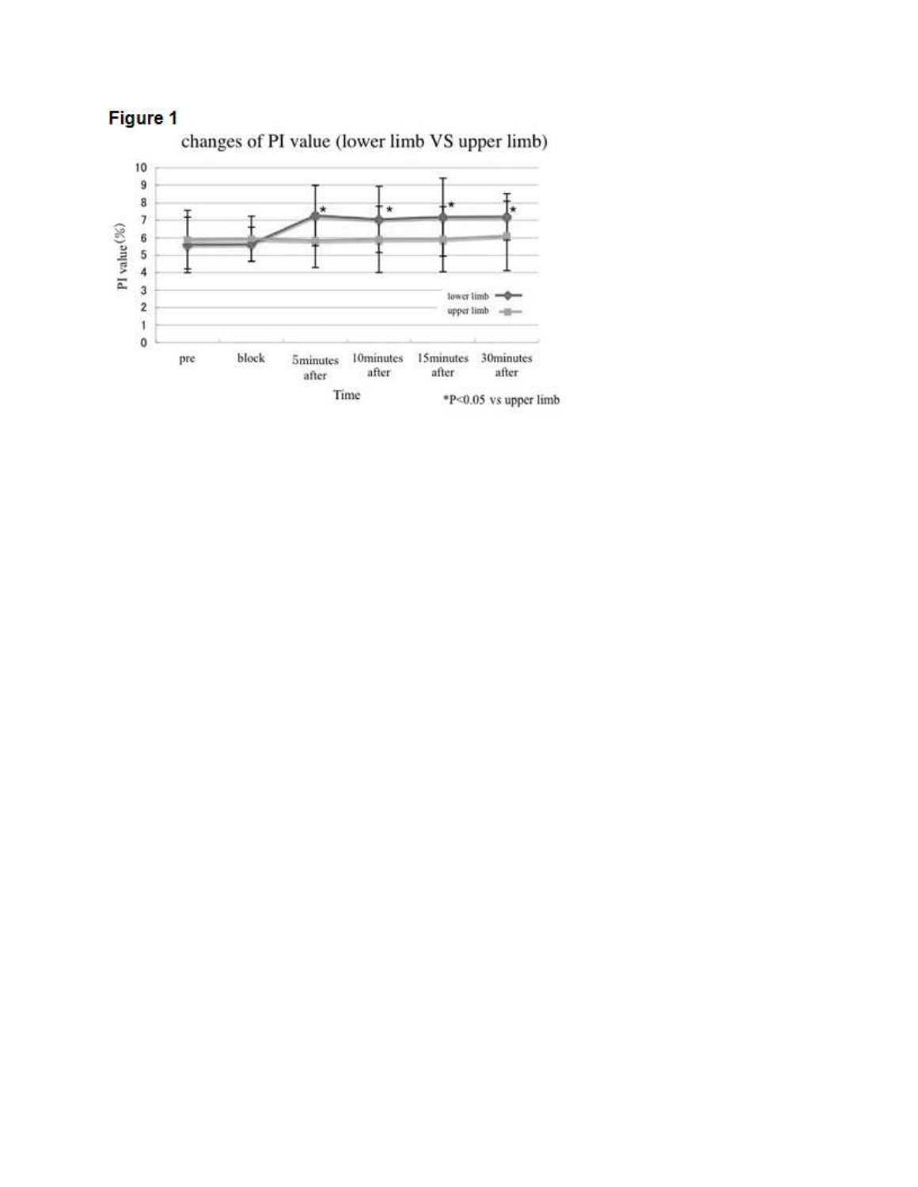## Figure 1

changes of PI value (lower limb VS upper limb)

PI value (%)

10
9
8
7
6
5
4
3
2
1
0

pre
block
5minutes after
10minutes after
15minutes after
30minutes after

Time

lower limb
upper limb

*P<0.05 vs upper limb